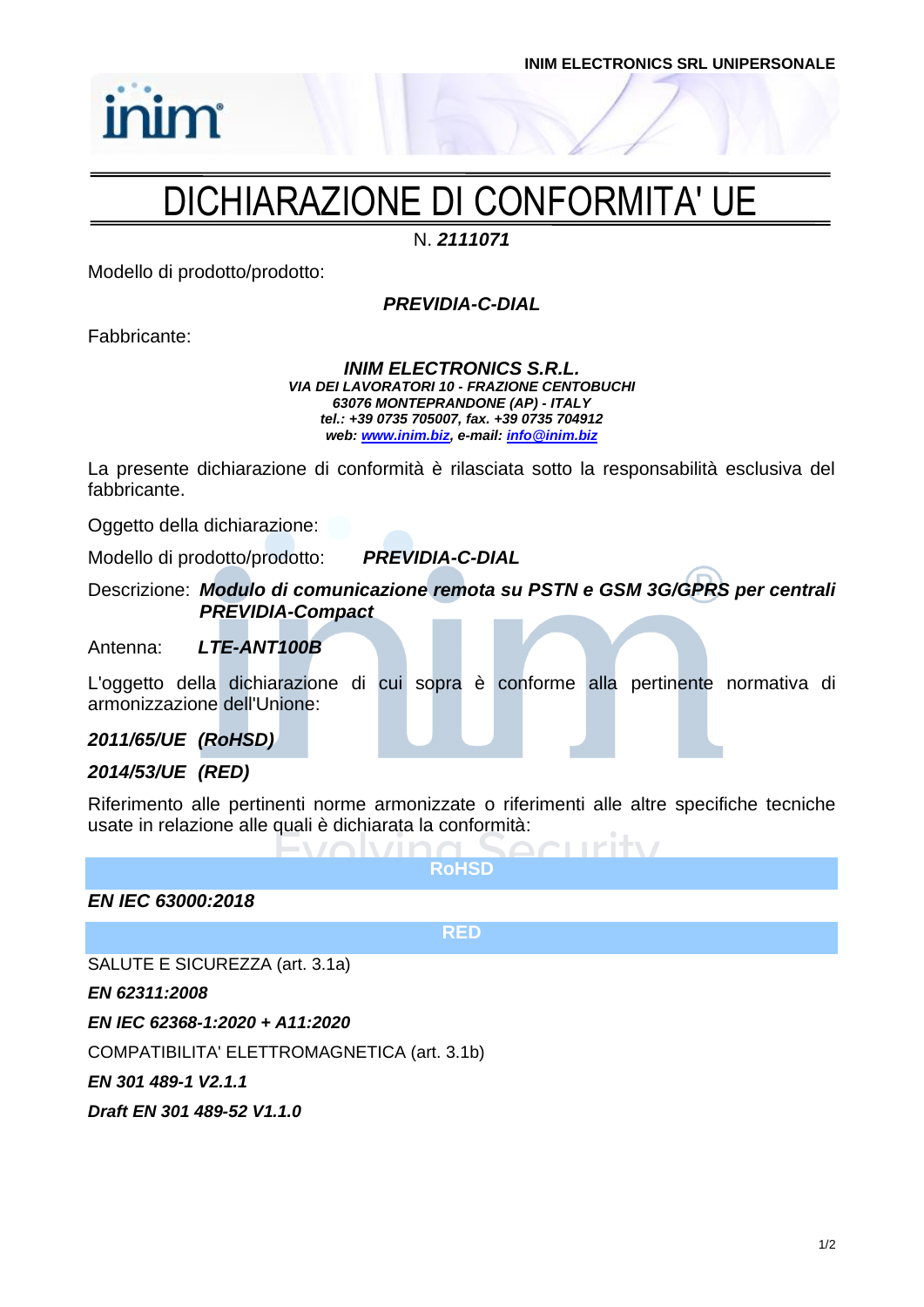INIM ELECTRONICS SRL UNIPERSONALE

# DICHIARAZIONE DI CONFORMITA' UE

N. ***2111071***

Modello di prodotto/prodotto:

***PREVIDIA-C-DIAL***

Fabbricante:

***INIM ELECTRONICS S.R.L.***
***VIA DEI LAVORATORI 10 - FRAZIONE CENTOBUCHI***
***63076 MONTEPRANDONE (AP) - ITALY***
***tel.: +39 0735 705007, fax. +39 0735 704912***
***web: www.inim.biz, e-mail: info@inim.biz***

La presente dichiarazione di conformità è rilasciata sotto la responsabilità esclusiva del fabbricante.

Oggetto della dichiarazione:

Modello di prodotto/prodotto: ***PREVIDIA-C-DIAL***

Descrizione: ***Modulo di comunicazione remota su PSTN e GSM 3G/GPRS per centrali PREVIDIA-Compact***

Antenna: ***LTE-ANT100B***

L'oggetto della dichiarazione di cui sopra è conforme alla pertinente normativa di armonizzazione dell'Unione:

***2011/65/UE (RoHSD)***

***2014/53/UE (RED)***

Riferimento alle pertinenti norme armonizzate o riferimenti alle altre specifiche tecniche usate in relazione alle quali è dichiarata la conformità:

**RoHSD**

***EN IEC 63000:2018***

**RED**

SALUTE E SICUREZZA (art. 3.1a)

***EN 62311:2008***

***EN IEC 62368-1:2020 + A11:2020***

COMPATIBILITA' ELETTROMAGNETICA (art. 3.1b)

***EN 301 489-1 V2.1.1***

***Draft EN 301 489-52 V1.1.0***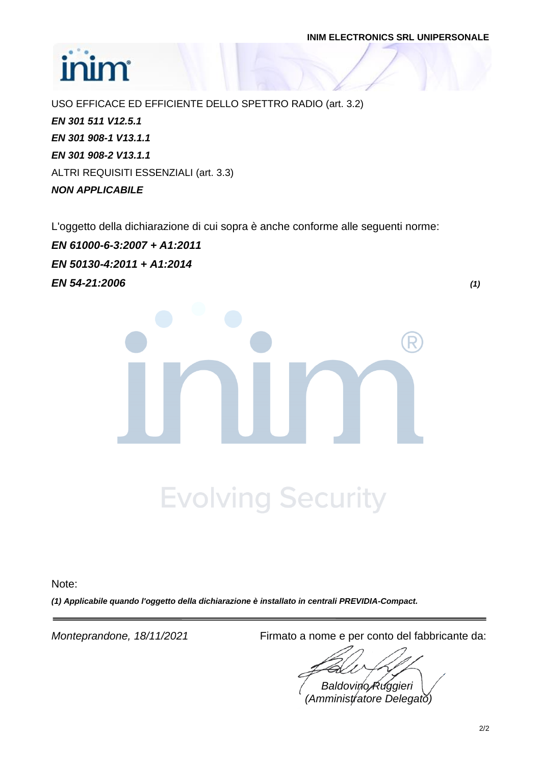USO EFFICACE ED EFFICIENTE DELLO SPETTRO RADIO (art. 3.2)

***EN 301 511 V12.5.1***

***EN 301 908-1 V13.1.1***

***EN 301 908-2 V13.1.1***

ALTRI REQUISITI ESSENZIALI (art. 3.3)

***NON APPLICABILE***

L'oggetto della dichiarazione di cui sopra è anche conforme alle seguenti norme:

***EN 61000-6-3:2007 + A1:2011***

***EN 50130-4:2011 + A1:2014***

***EN 54-21:2006*** ***(1)***

Note:

***(1) Applicabile quando l'oggetto della dichiarazione è installato in centrali PREVIDIA-Compact.***

---

*Monteprandone, 18/11/2021*

Firmato a nome e per conto del fabbricante da:

*Baldovino Ruggieri*
*(Amministratore Delegato)*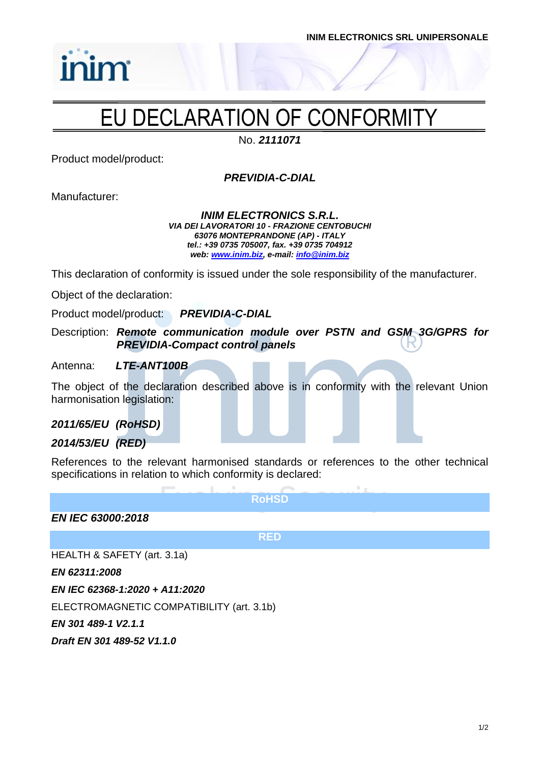INIM ELECTRONICS SRL UNIPERSONALE

# EU DECLARATION OF CONFORMITY

No. ***2111071***

Product model/product:

***PREVIDIA-C-DIAL***

Manufacturer:

***INIM ELECTRONICS S.R.L.***
***VIA DEI LAVORATORI 10 - FRAZIONE CENTOBUCHI***
***63076 MONTEPRANDONE (AP) - ITALY***
***tel.: +39 0735 705007, fax. +39 0735 704912***
***web: www.inim.biz, e-mail: info@inim.biz***

This declaration of conformity is issued under the sole responsibility of the manufacturer.

Object of the declaration:

Product model/product: ***PREVIDIA-C-DIAL***

Description: ***Remote communication module over PSTN and GSM 3G/GPRS for PREVIDIA-Compact control panels***

Antenna: ***LTE-ANT100B***

The object of the declaration described above is in conformity with the relevant Union harmonisation legislation:

***2011/65/EU (RoHSD)***

***2014/53/EU (RED)***

References to the relevant harmonised standards or references to the other technical specifications in relation to which conformity is declared:

**RoHSD**

***EN IEC 63000:2018***

**RED**

HEALTH & SAFETY (art. 3.1a)

***EN 62311:2008***

***EN IEC 62368-1:2020 + A11:2020***

ELECTROMAGNETIC COMPATIBILITY (art. 3.1b)

***EN 301 489-1 V2.1.1***

***Draft EN 301 489-52 V1.1.0***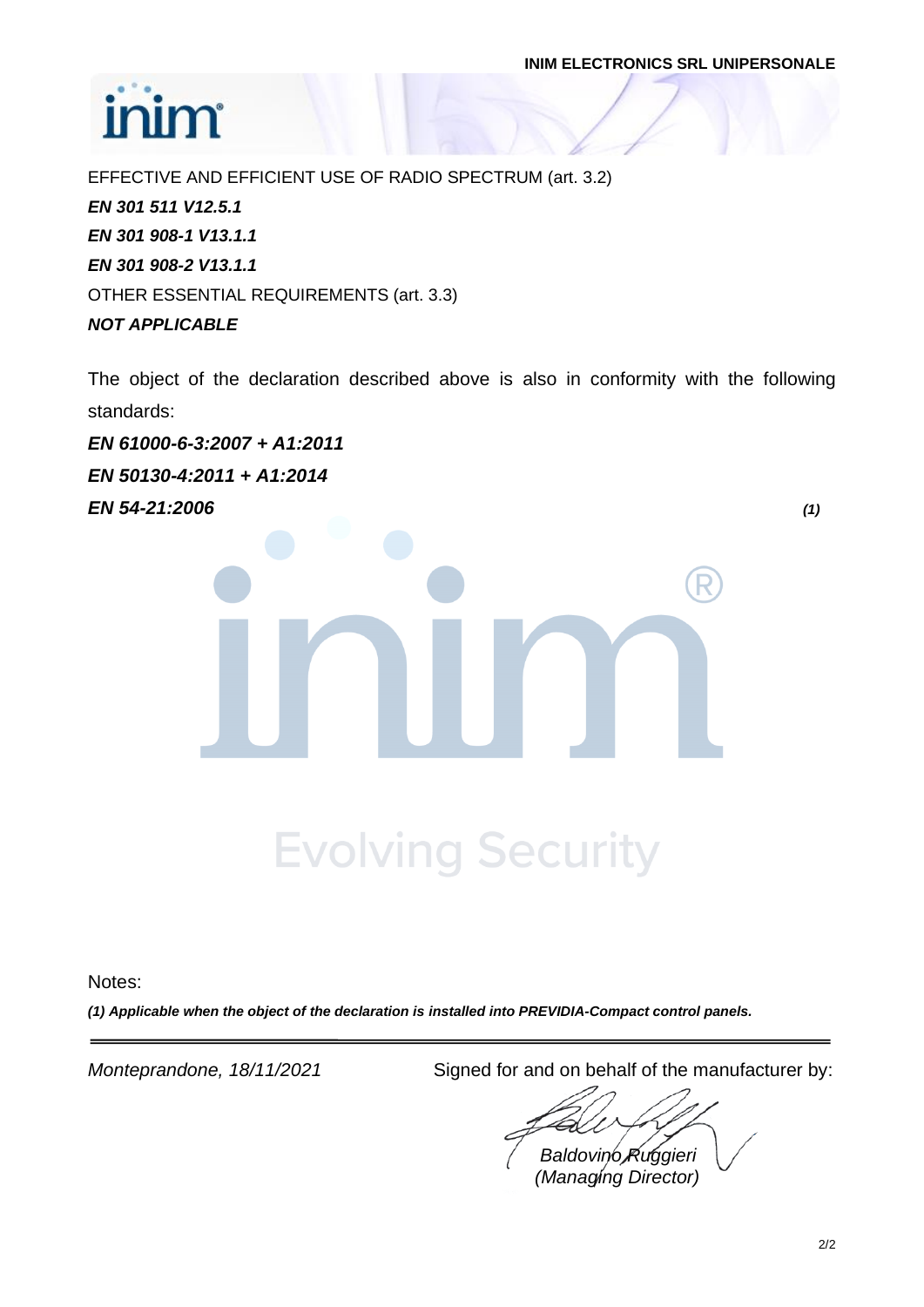EFFECTIVE AND EFFICIENT USE OF RADIO SPECTRUM (art. 3.2)

***EN 301 511 V12.5.1***

***EN 301 908-1 V13.1.1***

***EN 301 908-2 V13.1.1***

OTHER ESSENTIAL REQUIREMENTS (art. 3.3)

***NOT APPLICABLE***

The object of the declaration described above is also in conformity with the following standards:

***EN 61000-6-3:2007 + A1:2011***

***EN 50130-4:2011 + A1:2014***

***EN 54-21:2006*** ***(1)***

Notes:

***(1) Applicable when the object of the declaration is installed into PREVIDIA-Compact control panels.***

---

*Monteprandone, 18/11/2021*

Signed for and on behalf of the manufacturer by:

*Baldovino Ruggieri*
*(Managing Director)*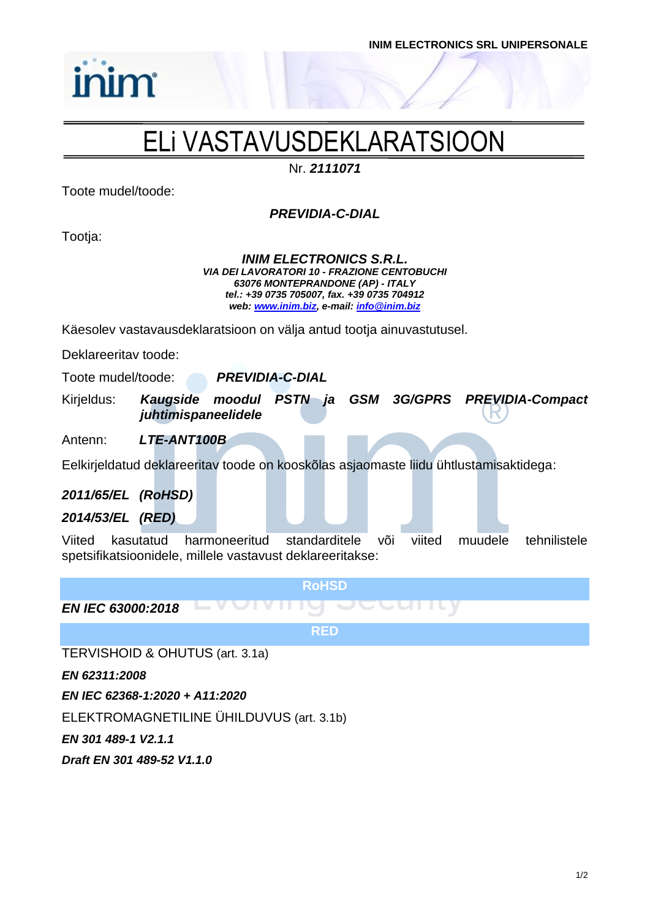INIM ELECTRONICS SRL UNIPERSONALE

# ELi VASTAVUSDEKLARATSIOON

Nr. ***2111071***

Toote mudel/toode:

***PREVIDIA-C-DIAL***

Tootja:

***INIM ELECTRONICS S.R.L.***
***VIA DEI LAVORATORI 10 - FRAZIONE CENTOBUCHI***
***63076 MONTEPRANDONE (AP) - ITALY***
***tel.: +39 0735 705007, fax. +39 0735 704912***
***web: www.inim.biz, e-mail: info@inim.biz***

Käesolev vastavausdeklaratsioon on välja antud tootja ainuvastutusel.

Deklareeritav toode:

Toote mudel/toode: ***PREVIDIA-C-DIAL***

Kirjeldus: ***Kaugside moodul PSTN ja GSM 3G/GPRS PREVIDIA-Compact juhtimispaneelidele***

Antenn: ***LTE-ANT100B***

Eelkirjeldatud deklareeritav toode on kooskõlas asjaomaste liidu ühtlustamisaktidega:

***2011/65/EL (RoHSD)***

***2014/53/EL (RED)***

Viited kasutatud harmoneeritud standarditele või viited muudele tehnilistele spetsifikatsioonidele, millele vastavust deklareeritakse:

**RoHSD**

***EN IEC 63000:2018***

**RED**

TERVISHOID & OHUTUS (art. 3.1a)

***EN 62311:2008***

***EN IEC 62368-1:2020 + A11:2020***

ELEKTROMAGNETILINE ÜHILDUVUS (art. 3.1b)

***EN 301 489-1 V2.1.1***

***Draft EN 301 489-52 V1.1.0***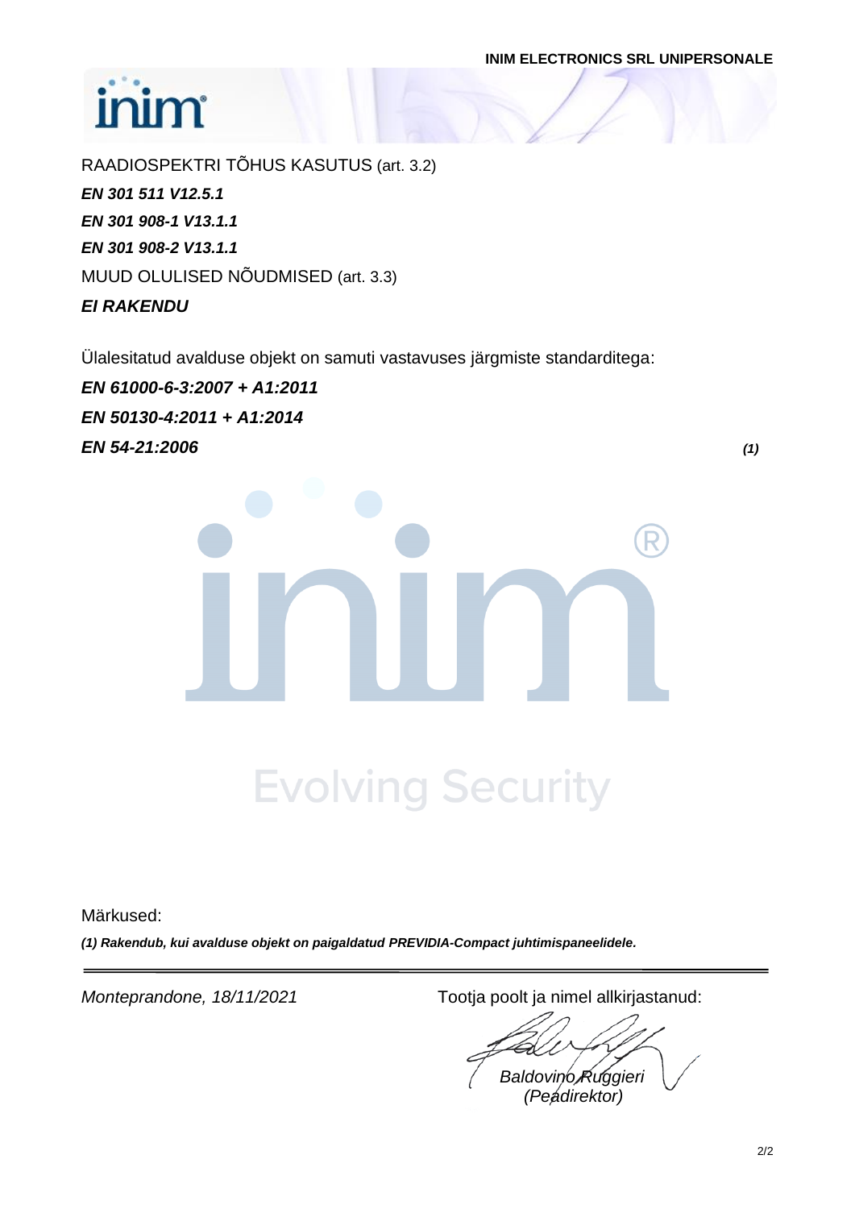INIM ELECTRONICS SRL UNIPERSONALE

RAADIOSPEKTRI TÕHUS KASUTUS (art. 3.2)

***EN 301 511 V12.5.1***

***EN 301 908-1 V13.1.1***

***EN 301 908-2 V13.1.1***

MUUD OLULISED NÕUDMISED (art. 3.3)

***EI RAKENDU***

Ülalesitatud avalduse objekt on samuti vastavuses järgmiste standarditega:

***EN 61000-6-3:2007 + A1:2011***

***EN 50130-4:2011 + A1:2014***

***EN 54-21:2006*** ***(1)***

Evolving Security

Märkused:

***(1) Rakendub, kui avalduse objekt on paigaldatud PREVIDIA-Compact juhtimispaneelidele.***

---

*Monteprandone, 18/11/2021*

Tootja poolt ja nimel allkirjastanud:

*Baldovino Ruggieri*
*(Peadirektor)*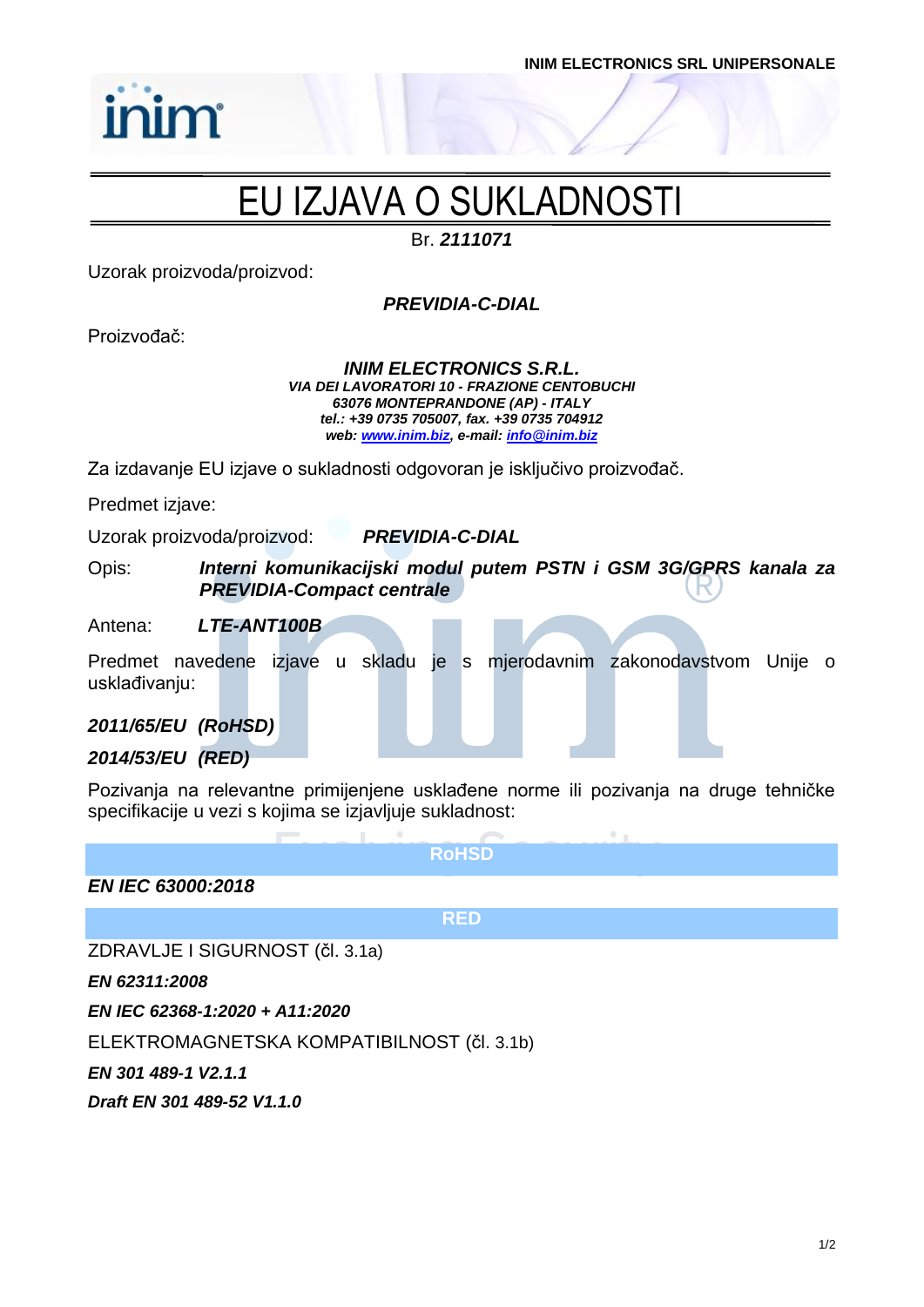INIM ELECTRONICS SRL UNIPERSONALE

# EU IZJAVA O SUKLADNOSTI

Br. ***2111071***

Uzorak proizvoda/proizvod:

***PREVIDIA-C-DIAL***

Proizvođač:

***INIM ELECTRONICS S.R.L.***
***VIA DEI LAVORATORI 10 - FRAZIONE CENTOBUCHI***
***63076 MONTEPRANDONE (AP) - ITALY***
***tel.: +39 0735 705007, fax. +39 0735 704912***
***web: www.inim.biz, e-mail: info@inim.biz***

Za izdavanje EU izjave o sukladnosti odgovoran je isključivo proizvođač.

Predmet izjave:

Uzorak proizvoda/proizvod: ***PREVIDIA-C-DIAL***

Opis: ***Interni komunikacijski modul putem PSTN i GSM 3G/GPRS kanala za PREVIDIA-Compact centrale***

Antena: ***LTE-ANT100B***

Predmet navedene izjave u skladu je s mjerodavnim zakonodavstvom Unije o usklađivanju:

***2011/65/EU (RoHSD)***

***2014/53/EU (RED)***

Pozivanja na relevantne primijenjene usklađene norme ili pozivanja na druge tehničke specifikacije u vezi s kojima se izjavljuje sukladnost:

**RoHSD**

***EN IEC 63000:2018***

**RED**

ZDRAVLJE I SIGURNOST (čl. 3.1a)

***EN 62311:2008***

***EN IEC 62368-1:2020 + A11:2020***

ELEKTROMAGNETSKA KOMPATIBILNOST (čl. 3.1b)

***EN 301 489-1 V2.1.1***

***Draft EN 301 489-52 V1.1.0***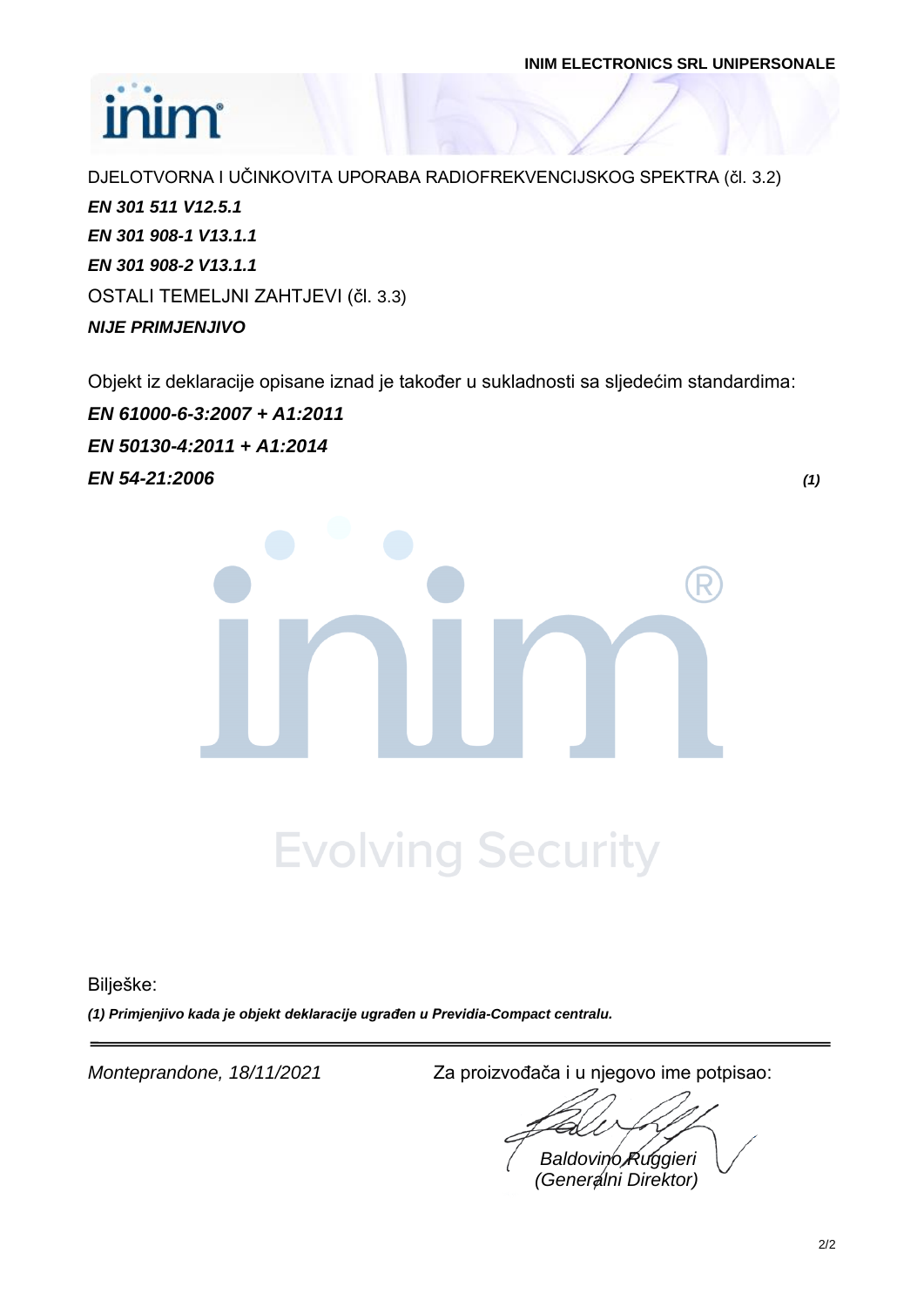DJELOTVORNA I UČINKOVITA UPORABA RADIOFREKVENCIJSKOG SPEKTRA (čl. 3.2)

***EN 301 511 V12.5.1***

***EN 301 908-1 V13.1.1***

***EN 301 908-2 V13.1.1***

OSTALI TEMELJNI ZAHTJEVI (čl. 3.3)

***NIJE PRIMJENJIVO***

Objekt iz deklaracije opisane iznad je također u sukladnosti sa sljedećim standardima:

***EN 61000-6-3:2007 + A1:2011***

***EN 50130-4:2011 + A1:2014***

***EN 54-21:2006*** ***(1)***

Evolving Security

Bilješke:

***(1) Primjenjivo kada je objekt deklaracije ugrađen u Previdia-Compact centralu.***

---

*Monteprandone, 18/11/2021*

Za proizvođača i u njegovo ime potpisao:

*Baldovino Ruggieri*
*(Generalni Direktor)*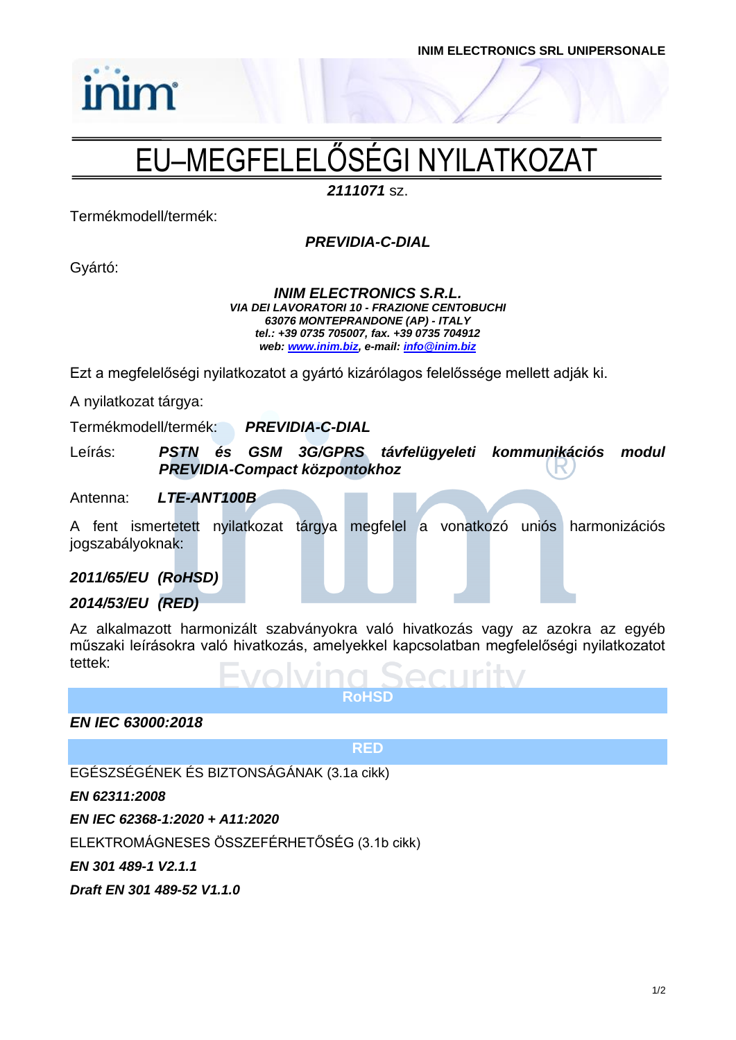INIM ELECTRONICS SRL UNIPERSONALE

# EU–MEGFELELŐSÉGI NYILATKOZAT

***2111071*** sz.

Termékmodell/termék:

***PREVIDIA-C-DIAL***

Gyártó:

***INIM ELECTRONICS S.R.L.***
***VIA DEI LAVORATORI 10 - FRAZIONE CENTOBUCHI***
***63076 MONTEPRANDONE (AP) - ITALY***
***tel.: +39 0735 705007, fax. +39 0735 704912***
***web: www.inim.biz, e-mail: info@inim.biz***

Ezt a megfelelőségi nyilatkozatot a gyártó kizárólagos felelőssége mellett adják ki.

A nyilatkozat tárgya:

Termékmodell/termék: ***PREVIDIA-C-DIAL***

Leírás: ***PSTN és GSM 3G/GPRS távfelügyeleti kommunikációs modul PREVIDIA-Compact központokhoz***

Antenna: ***LTE-ANT100B***

A fent ismertetett nyilatkozat tárgya megfelel a vonatkozó uniós harmonizációs jogszabályoknak:

***2011/65/EU (RoHSD)***

***2014/53/EU (RED)***

Az alkalmazott harmonizált szabványokra való hivatkozás vagy az azokra az egyéb műszaki leírásokra való hivatkozás, amelyekkel kapcsolatban megfelelőségi nyilatkozatot tettek:

**RoHSD**

***EN IEC 63000:2018***

**RED**

EGÉSZSÉGÉNEK ÉS BIZTONSÁGÁNAK (3.1a cikk)

***EN 62311:2008***

***EN IEC 62368-1:2020 + A11:2020***

ELEKTROMÁGNESES ÖSSZEFÉRHETŐSÉG (3.1b cikk)

***EN 301 489-1 V2.1.1***

***Draft EN 301 489-52 V1.1.0***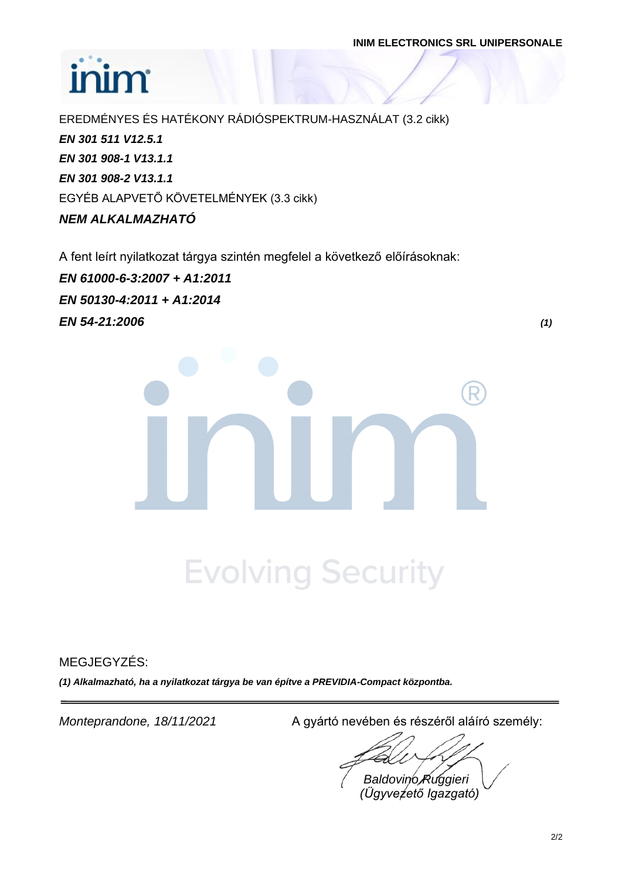EREDMÉNYES ÉS HATÉKONY RÁDIÓSPEKTRUM-HASZNÁLAT (3.2 cikk)

***EN 301 511 V12.5.1***

***EN 301 908-1 V13.1.1***

***EN 301 908-2 V13.1.1***

EGYÉB ALAPVETŐ KÖVETELMÉNYEK (3.3 cikk)

***NEM ALKALMAZHATÓ***

A fent leírt nyilatkozat tárgya szintén megfelel a következő előírásoknak:

***EN 61000-6-3:2007 + A1:2011***

***EN 50130-4:2011 + A1:2014***

***EN 54-21:2006*** ***(1)***

Evolving Security

MEGJEGYZÉS:

***(1) Alkalmazható, ha a nyilatkozat tárgya be van építve a PREVIDIA-Compact központba.***

*Monteprandone, 18/11/2021*

A gyártó nevében és részéről aláíró személy:

*Baldovino Ruggieri*
*(Ügyvezető Igazgató)*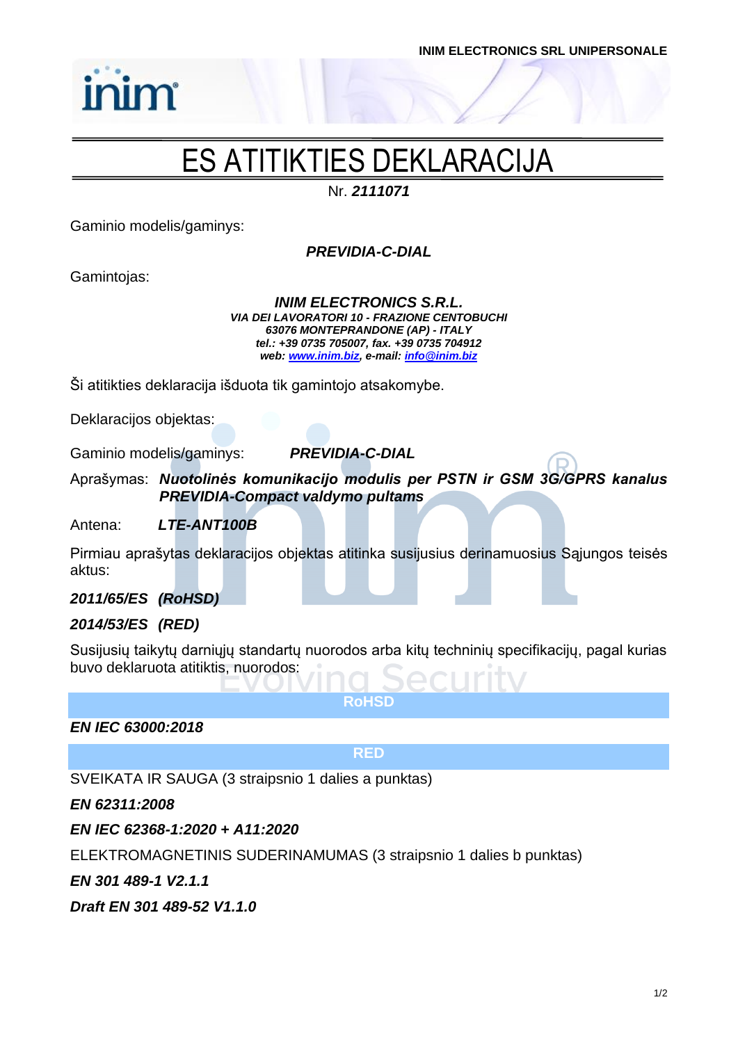INIM ELECTRONICS SRL UNIPERSONALE

# ES ATITIKTIES DEKLARACIJA

Nr. ***2111071***

Gaminio modelis/gaminys:

***PREVIDIA-C-DIAL***

Gamintojas:

***INIM ELECTRONICS S.R.L.***
***VIA DEI LAVORATORI 10 - FRAZIONE CENTOBUCHI***
***63076 MONTEPRANDONE (AP) - ITALY***
***tel.: +39 0735 705007, fax. +39 0735 704912***
***web: www.inim.biz, e-mail: info@inim.biz***

Ši atitikties deklaracija išduota tik gamintojo atsakomybe.

Deklaracijos objektas:

Gaminio modelis/gaminys: ***PREVIDIA-C-DIAL***

Aprašymas: ***Nuotolinės komunikacijo modulis per PSTN ir GSM 3G/GPRS kanalus PREVIDIA-Compact valdymo pultams***

Antena: ***LTE-ANT100B***

Pirmiau aprašytas deklaracijos objektas atitinka susijusius derinamuosius Sąjungos teisės aktus:

***2011/65/ES (RoHSD)***

***2014/53/ES (RED)***

Susijusių taikytų darniųjų standartų nuorodos arba kitų techninių specifikacijų, pagal kurias buvo deklaruota atitiktis, nuorodos:

**RoHSD**

***EN IEC 63000:2018***

**RED**

SVEIKATA IR SAUGA (3 straipsnio 1 dalies a punktas)

***EN 62311:2008***

***EN IEC 62368-1:2020 + A11:2020***

ELEKTROMAGNETINIS SUDERINAMUMAS (3 straipsnio 1 dalies b punktas)

***EN 301 489-1 V2.1.1***

***Draft EN 301 489-52 V1.1.0***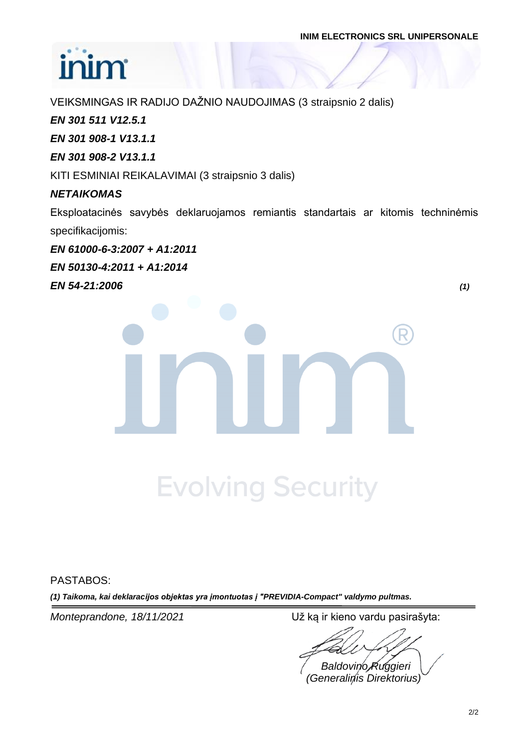VEIKSMINGAS IR RADIJO DAŽNIO NAUDOJIMAS (3 straipsnio 2 dalis)

***EN 301 511 V12.5.1***

***EN 301 908-1 V13.1.1***

***EN 301 908-2 V13.1.1***

KITI ESMINIAI REIKALAVIMAI (3 straipsnio 3 dalis)

***NETAIKOMAS***

Eksploatacinės savybės deklaruojamos remiantis standartais ar kitomis techninėmis specifikacijomis:

***EN 61000-6-3:2007 + A1:2011***

***EN 50130-4:2011 + A1:2014***

***EN 54-21:2006*** ***(1)***

Evolving Security

PASTABOS:

***(1) Taikoma, kai deklaracijos objektas yra įmontuotas į "PREVIDIA-Compact" valdymo pultmas.***

*Monteprandone, 18/11/2021*

Už ką ir kieno vardu pasirašyta:

*Baldovino Ruggieri*
*(Generalinis Direktorius)*